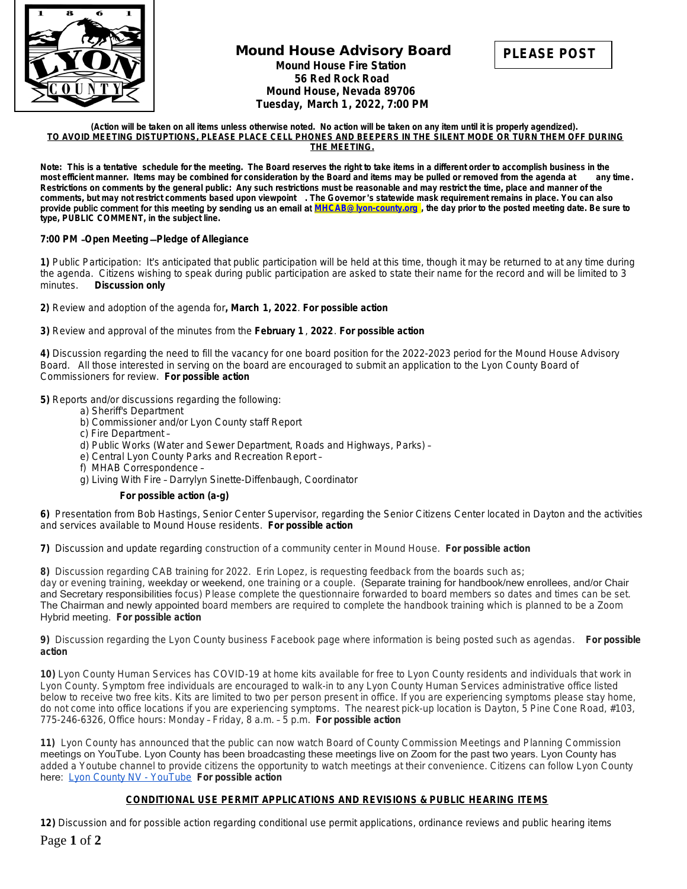# Mound House Advisory Board

**PLEASE POST**

**Mound House Fire Station**
**56 Red Rock Road**
**Mound House, Nevada 89706**
**Tuesday, March 1, 2022, 7:00 PM**

**(Action will be taken on all items unless otherwise noted. No action will be taken on any item until it is properly agendized).**
**TO AVOID MEETING DISTUPTIONS, PLEASE PLACE CELL PHONES AND BEEPERS IN THE SILENT MODE OR TURN THEM OFF DURING THE MEETING.**

**Note: This is a tentative schedule for the meeting. The Board reserves the right to take items in a different order to accomplish business in the most efficient manner. Items may be combined for consideration by the Board and items may be pulled or removed from the agenda at any time. Restrictions on comments by the general public: Any such restrictions must be reasonable and may restrict the time, place and manner of the comments, but may not restrict comments based upon viewpoint . The Governor's statewide mask requirement remains in place. You can also provide public comment for this meeting by sending us an email at MHCAB@lyon-county.org , the day prior to the posted meeting date. Be sure to type, PUBLIC COMMENT, in the subject line.**

**7:00 PM – Open Meeting – Pledge of Allegiance**

**1)** Public Participation: It's anticipated that public participation will be held at this time, though it may be returned to at any time during the agenda. Citizens wishing to speak during public participation are asked to state their name for the record and will be limited to 3 minutes. **Discussion only**

**2)** Review and adoption of the agenda for**, March 1, 2022**. **For possible action**

**3)** Review and approval of the minutes from the **February 1** , **2022**. **For possible action**

**4)** Discussion regarding the need to fill the vacancy for one board position for the 2022-2023 period for the Mound House Advisory Board. All those interested in serving on the board are encouraged to submit an application to the Lyon County Board of Commissioners for review. **For possible action**

**5)** Reports and/or discussions regarding the following:

- a) Sheriff's Department
- b) Commissioner and/or Lyon County staff Report
- c) Fire Department –
- d) Public Works (Water and Sewer Department, Roads and Highways, Parks) –
- e) Central Lyon County Parks and Recreation Report –
- f) MHAB Correspondence –
- g) Living With Fire – Darrylyn Sinette-Diffenbaugh, Coordinator

**For possible action (a-g)**

**6)** Presentation from Bob Hastings, Senior Center Supervisor, regarding the Senior Citizens Center located in Dayton and the activities and services available to Mound House residents. **For possible action**

**7)** Discussion and update regarding construction of a community center in Mound House. **For possible action**

**8)** Discussion regarding CAB training for 2022. Erin Lopez, is requesting feedback from the boards such as; day or evening training, weekday or weekend, one training or a couple. (Separate training for handbook/new enrollees, and/or Chair and Secretary responsibilities focus) Please complete the questionnaire forwarded to board members so dates and times can be set. The Chairman and newly appointed board members are required to complete the handbook training which is planned to be a Zoom Hybrid meeting. **For possible action**

**9)** Discussion regarding the Lyon County business Facebook page where information is being posted such as agendas. **For possible action**

**10)** Lyon County Human Services has COVID-19 at home kits available for free to Lyon County residents and individuals that work in Lyon County. Symptom free individuals are encouraged to walk-in to any Lyon County Human Services administrative office listed below to receive two free kits. Kits are limited to two per person present in office. If you are experiencing symptoms please stay home, do not come into office locations if you are experiencing symptoms. The nearest pick-up location is Dayton, 5 Pine Cone Road, #103, 775-246-6326, Office hours: Monday – Friday, 8 a.m. – 5 p.m. **For possible action**

**11)** Lyon County has announced that the public can now watch Board of County Commission Meetings and Planning Commission meetings on YouTube. Lyon County has been broadcasting these meetings live on Zoom for the past two years. Lyon County has added a Youtube channel to provide citizens the opportunity to watch meetings at their convenience. Citizens can follow Lyon County here: Lyon County NV - YouTube **For possible action**

## CONDITIONAL USE PERMIT APPLICATIONS AND REVISIONS & PUBLIC HEARING ITEMS

**12)** Discussion and for possible action regarding conditional use permit applications, ordinance reviews and public hearing items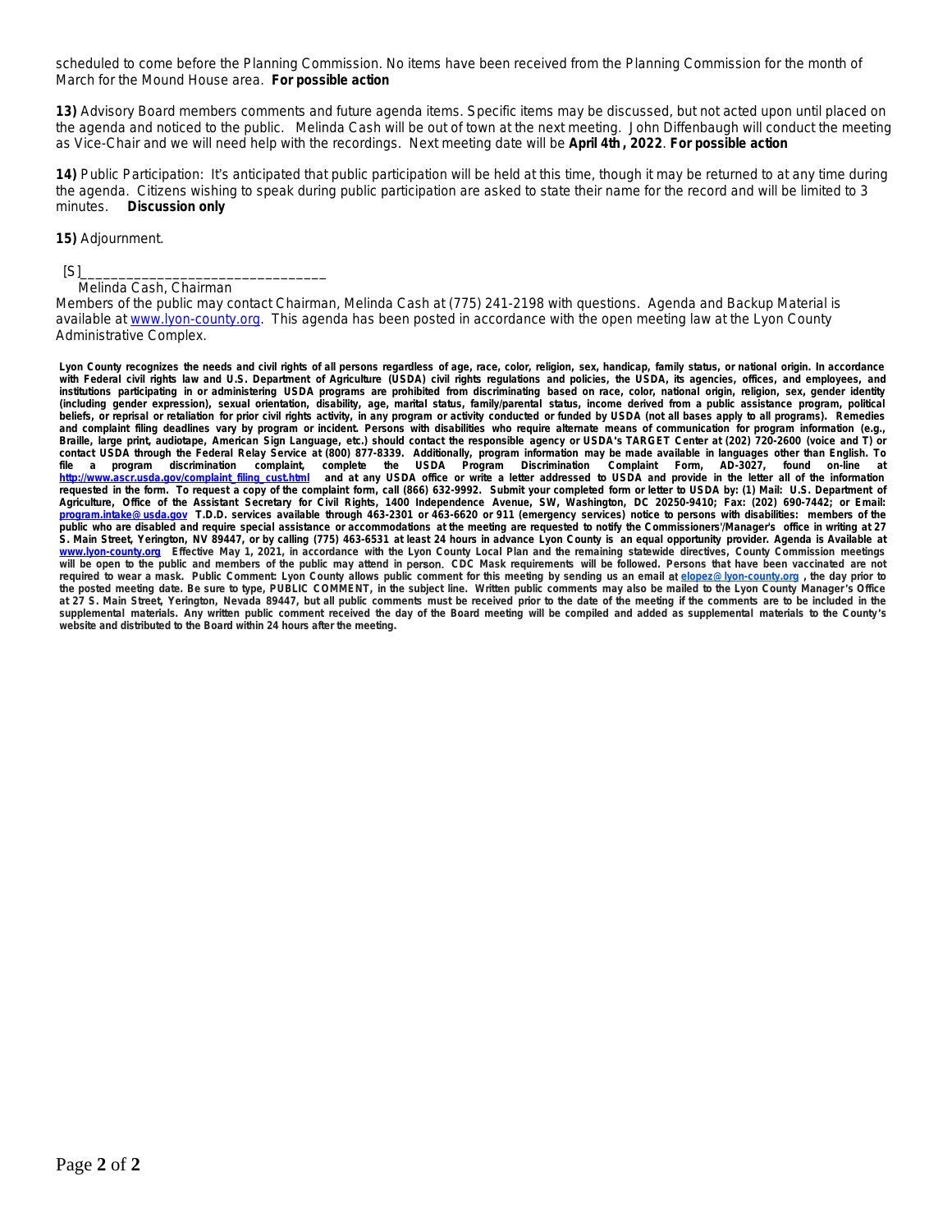scheduled to come before the Planning Commission. No items have been received from the Planning Commission for the month of March for the Mound House area. **For possible action**

**13)** Advisory Board members comments and future agenda items. Specific items may be discussed, but not acted upon until placed on the agenda and noticed to the public. Melinda Cash will be out of town at the next meeting. John Diffenbaugh will conduct the meeting as Vice-Chair and we will need help with the recordings. Next meeting date will be **April 4th, 2022**. **For possible action**

**14)** Public Participation: It's anticipated that public participation will be held at this time, though it may be returned to at any time during the agenda. Citizens wishing to speak during public participation are asked to state their name for the record and will be limited to 3 minutes. **Discussion only**

**15)** Adjournment.

[S]______________________________
Melinda Cash, Chairman

Members of the public may contact Chairman, Melinda Cash at (775) 241-2198 with questions. Agenda and Backup Material is available at www.lyon-county.org. This agenda has been posted in accordance with the open meeting law at the Lyon County Administrative Complex.

**Lyon County recognizes the needs and civil rights of all persons regardless of age, race, color, religion, sex, handicap, family status, or national origin. In accordance with Federal civil rights law and U.S. Department of Agriculture (USDA) civil rights regulations and policies, the USDA, its agencies, offices, and employees, and institutions participating in or administering USDA programs are prohibited from discriminating based on race, color, national origin, religion, sex, gender identity (including gender expression), sexual orientation, disability, age, marital status, family/parental status, income derived from a public assistance program, political beliefs, or reprisal or retaliation for prior civil rights activity, in any program or activity conducted or funded by USDA (not all bases apply to all programs). Remedies and complaint filing deadlines vary by program or incident. Persons with disabilities who require alternate means of communication for program information (e.g., Braille, large print, audiotape, American Sign Language, etc.) should contact the responsible agency or USDA's TARGET Center at (202) 720-2600 (voice and T) or contact USDA through the Federal Relay Service at (800) 877-8339. Additionally, program information may be made available in languages other than English. To file a program discrimination complaint, complete the USDA Program Discrimination Complaint Form, AD-3027, found on-line at http://www.ascr.usda.gov/complaint_filing_cust.html and at any USDA office or write a letter addressed to USDA and provide in the letter all of the information requested in the form. To request a copy of the complaint form, call (866) 632-9992. Submit your completed form or letter to USDA by: (1) Mail: U.S. Department of Agriculture, Office of the Assistant Secretary for Civil Rights, 1400 Independence Avenue, SW, Washington, DC 20250-9410; Fax: (202) 690-7442; or Email: program.intake@usda.gov T.D.D. services available through 463-2301 or 463-6620 or 911 (emergency services) notice to persons with disabilities: members of the public who are disabled and require special assistance or accommodations at the meeting are requested to notify the Commissioners'/Manager's office in writing at 27 S. Main Street, Yerington, NV 89447, or by calling (775) 463-6531 at least 24 hours in advance Lyon County is an equal opportunity provider. Agenda is Available at www.lyon-county.org Effective May 1, 2021, in accordance with the Lyon County Local Plan and the remaining statewide directives, County Commission meetings will be open to the public and members of the public may attend in person. CDC Mask requirements will be followed. Persons that have been vaccinated are not required to wear a mask. Public Comment: Lyon County allows public comment for this meeting by sending us an email at elopez@lyon-county.org , the day prior to the posted meeting date. Be sure to type, PUBLIC COMMENT, in the subject line. Written public comments may also be mailed to the Lyon County Manager's Office at 27 S. Main Street, Yerington, Nevada 89447, but all public comments must be received prior to the date of the meeting if the comments are to be included in the supplemental materials. Any written public comment received the day of the Board meeting will be compiled and added as supplemental materials to the County's website and distributed to the Board within 24 hours after the meeting.**